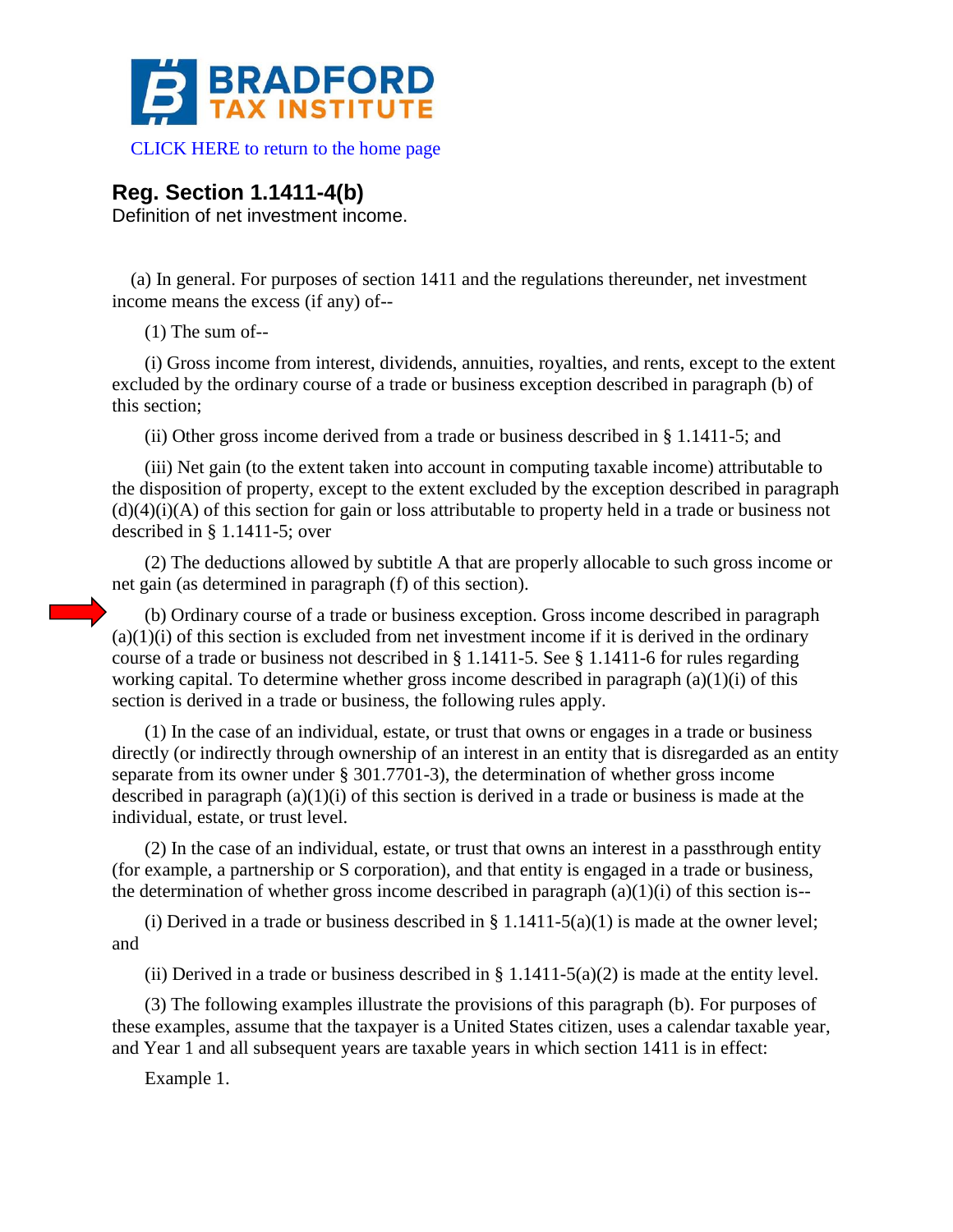**BRADFORD TAX INSTITUTE**

CLICK HERE to return to the home page

## Reg. Section 1.1411-4(b)

Definition of net investment income.

(a) In general. For purposes of section 1411 and the regulations thereunder, net investment income means the excess (if any) of--

(1) The sum of--

(i) Gross income from interest, dividends, annuities, royalties, and rents, except to the extent excluded by the ordinary course of a trade or business exception described in paragraph (b) of this section;

(ii) Other gross income derived from a trade or business described in § 1.1411-5; and

(iii) Net gain (to the extent taken into account in computing taxable income) attributable to the disposition of property, except to the extent excluded by the exception described in paragraph (d)(4)(i)(A) of this section for gain or loss attributable to property held in a trade or business not described in § 1.1411-5; over

(2) The deductions allowed by subtitle A that are properly allocable to such gross income or net gain (as determined in paragraph (f) of this section).

(b) Ordinary course of a trade or business exception. Gross income described in paragraph (a)(1)(i) of this section is excluded from net investment income if it is derived in the ordinary course of a trade or business not described in § 1.1411-5. See § 1.1411-6 for rules regarding working capital. To determine whether gross income described in paragraph (a)(1)(i) of this section is derived in a trade or business, the following rules apply.

(1) In the case of an individual, estate, or trust that owns or engages in a trade or business directly (or indirectly through ownership of an interest in an entity that is disregarded as an entity separate from its owner under § 301.7701-3), the determination of whether gross income described in paragraph (a)(1)(i) of this section is derived in a trade or business is made at the individual, estate, or trust level.

(2) In the case of an individual, estate, or trust that owns an interest in a passthrough entity (for example, a partnership or S corporation), and that entity is engaged in a trade or business, the determination of whether gross income described in paragraph (a)(1)(i) of this section is--

(i) Derived in a trade or business described in § 1.1411-5(a)(1) is made at the owner level; and

(ii) Derived in a trade or business described in § 1.1411-5(a)(2) is made at the entity level.

(3) The following examples illustrate the provisions of this paragraph (b). For purposes of these examples, assume that the taxpayer is a United States citizen, uses a calendar taxable year, and Year 1 and all subsequent years are taxable years in which section 1411 is in effect:

Example 1.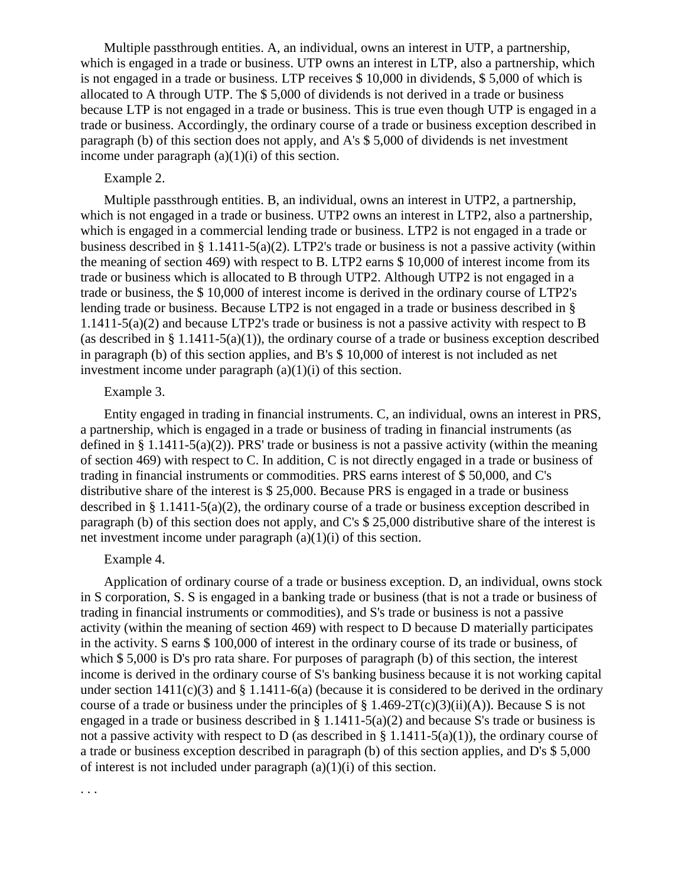Multiple passthrough entities. A, an individual, owns an interest in UTP, a partnership, which is engaged in a trade or business. UTP owns an interest in LTP, also a partnership, which is not engaged in a trade or business. LTP receives $ 10,000 in dividends, $ 5,000 of which is allocated to A through UTP. The $ 5,000 of dividends is not derived in a trade or business because LTP is not engaged in a trade or business. This is true even though UTP is engaged in a trade or business. Accordingly, the ordinary course of a trade or business exception described in paragraph (b) of this section does not apply, and A's $ 5,000 of dividends is net investment income under paragraph (a)(1)(i) of this section.

Example 2.

Multiple passthrough entities. B, an individual, owns an interest in UTP2, a partnership, which is not engaged in a trade or business. UTP2 owns an interest in LTP2, also a partnership, which is engaged in a commercial lending trade or business. LTP2 is not engaged in a trade or business described in § 1.1411-5(a)(2). LTP2's trade or business is not a passive activity (within the meaning of section 469) with respect to B. LTP2 earns $ 10,000 of interest income from its trade or business which is allocated to B through UTP2. Although UTP2 is not engaged in a trade or business, the $ 10,000 of interest income is derived in the ordinary course of LTP2's lending trade or business. Because LTP2 is not engaged in a trade or business described in § 1.1411-5(a)(2) and because LTP2's trade or business is not a passive activity with respect to B (as described in § 1.1411-5(a)(1)), the ordinary course of a trade or business exception described in paragraph (b) of this section applies, and B's $ 10,000 of interest is not included as net investment income under paragraph (a)(1)(i) of this section.

Example 3.

Entity engaged in trading in financial instruments. C, an individual, owns an interest in PRS, a partnership, which is engaged in a trade or business of trading in financial instruments (as defined in § 1.1411-5(a)(2)). PRS' trade or business is not a passive activity (within the meaning of section 469) with respect to C. In addition, C is not directly engaged in a trade or business of trading in financial instruments or commodities. PRS earns interest of $ 50,000, and C's distributive share of the interest is $ 25,000. Because PRS is engaged in a trade or business described in § 1.1411-5(a)(2), the ordinary course of a trade or business exception described in paragraph (b) of this section does not apply, and C's $ 25,000 distributive share of the interest is net investment income under paragraph (a)(1)(i) of this section.

Example 4.

Application of ordinary course of a trade or business exception. D, an individual, owns stock in S corporation, S. S is engaged in a banking trade or business (that is not a trade or business of trading in financial instruments or commodities), and S's trade or business is not a passive activity (within the meaning of section 469) with respect to D because D materially participates in the activity. S earns $ 100,000 of interest in the ordinary course of its trade or business, of which $ 5,000 is D's pro rata share. For purposes of paragraph (b) of this section, the interest income is derived in the ordinary course of S's banking business because it is not working capital under section 1411(c)(3) and § 1.1411-6(a) (because it is considered to be derived in the ordinary course of a trade or business under the principles of § 1.469-2T(c)(3)(ii)(A)). Because S is not engaged in a trade or business described in § 1.1411-5(a)(2) and because S's trade or business is not a passive activity with respect to D (as described in § 1.1411-5(a)(1)), the ordinary course of a trade or business exception described in paragraph (b) of this section applies, and D's $ 5,000 of interest is not included under paragraph (a)(1)(i) of this section.

. . .